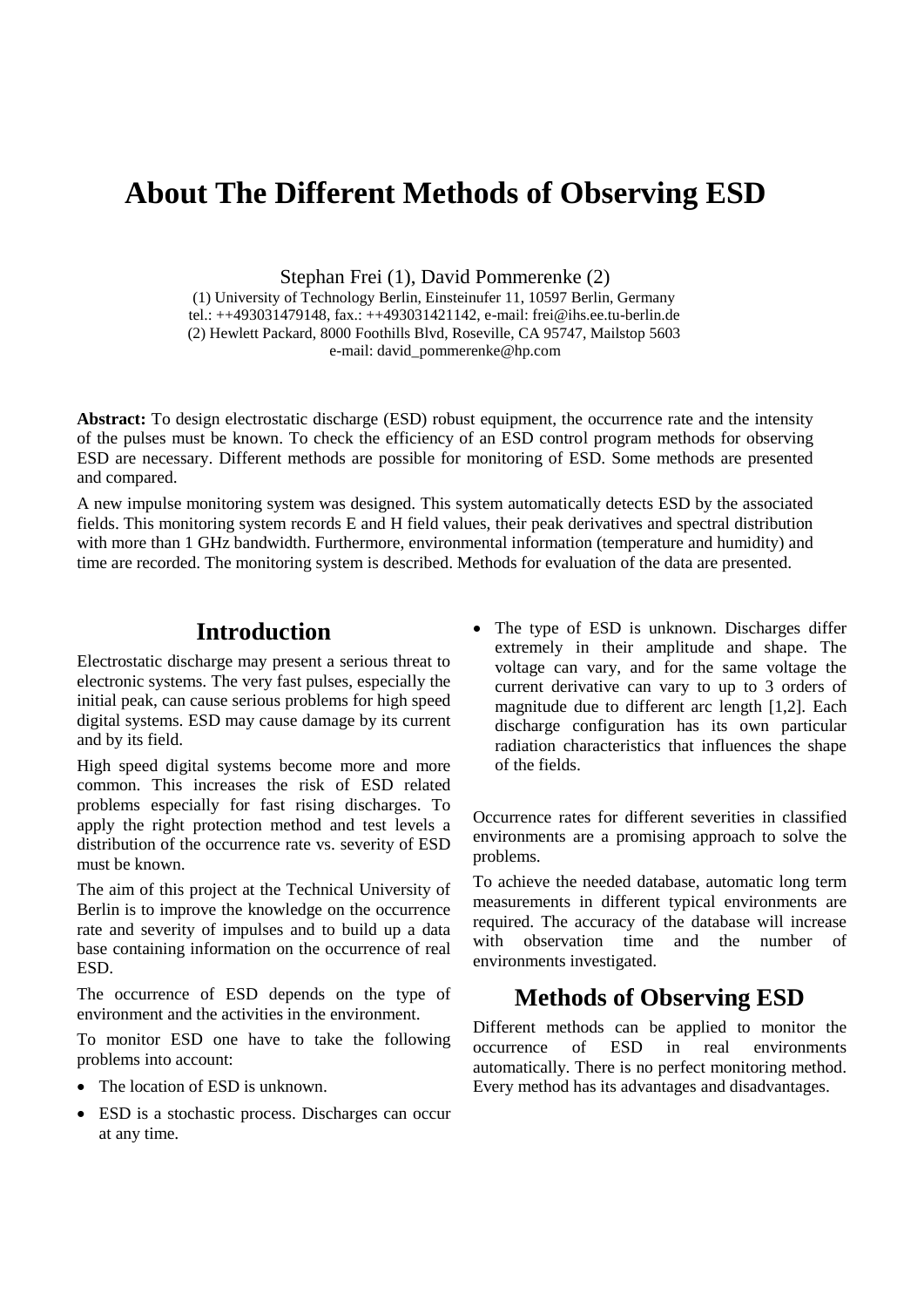# About The Different Methods of Observing ESD

Stephan Frei (1), David Pommerenke (2)

(1) University of Technology Berlin, Einsteinufer 11, 10597 Berlin, Germany
tel.: ++493031479148, fax.: ++493031421142, e-mail: frei@ihs.ee.tu-berlin.de
(2) Hewlett Packard, 8000 Foothills Blvd, Roseville, CA 95747, Mailstop 5603
e-mail: david_pommerenke@hp.com

**Abstract:** To design electrostatic discharge (ESD) robust equipment, the occurrence rate and the intensity of the pulses must be known. To check the efficiency of an ESD control program methods for observing ESD are necessary. Different methods are possible for monitoring of ESD. Some methods are presented and compared.

A new impulse monitoring system was designed. This system automatically detects ESD by the associated fields. This monitoring system records E and H field values, their peak derivatives and spectral distribution with more than 1 GHz bandwidth. Furthermore, environmental information (temperature and humidity) and time are recorded. The monitoring system is described. Methods for evaluation of the data are presented.

## Introduction

Electrostatic discharge may present a serious threat to electronic systems. The very fast pulses, especially the initial peak, can cause serious problems for high speed digital systems. ESD may cause damage by its current and by its field.

High speed digital systems become more and more common. This increases the risk of ESD related problems especially for fast rising discharges. To apply the right protection method and test levels a distribution of the occurrence rate vs. severity of ESD must be known.

The aim of this project at the Technical University of Berlin is to improve the knowledge on the occurrence rate and severity of impulses and to build up a data base containing information on the occurrence of real ESD.

The occurrence of ESD depends on the type of environment and the activities in the environment.

To monitor ESD one have to take the following problems into account:

- The location of ESD is unknown.
- ESD is a stochastic process. Discharges can occur at any time.
- The type of ESD is unknown. Discharges differ extremely in their amplitude and shape. The voltage can vary, and for the same voltage the current derivative can vary to up to 3 orders of magnitude due to different arc length [1,2]. Each discharge configuration has its own particular radiation characteristics that influences the shape of the fields.

Occurrence rates for different severities in classified environments are a promising approach to solve the problems.

To achieve the needed database, automatic long term measurements in different typical environments are required. The accuracy of the database will increase with observation time and the number of environments investigated.

## Methods of Observing ESD

Different methods can be applied to monitor the occurrence of ESD in real environments automatically. There is no perfect monitoring method. Every method has its advantages and disadvantages.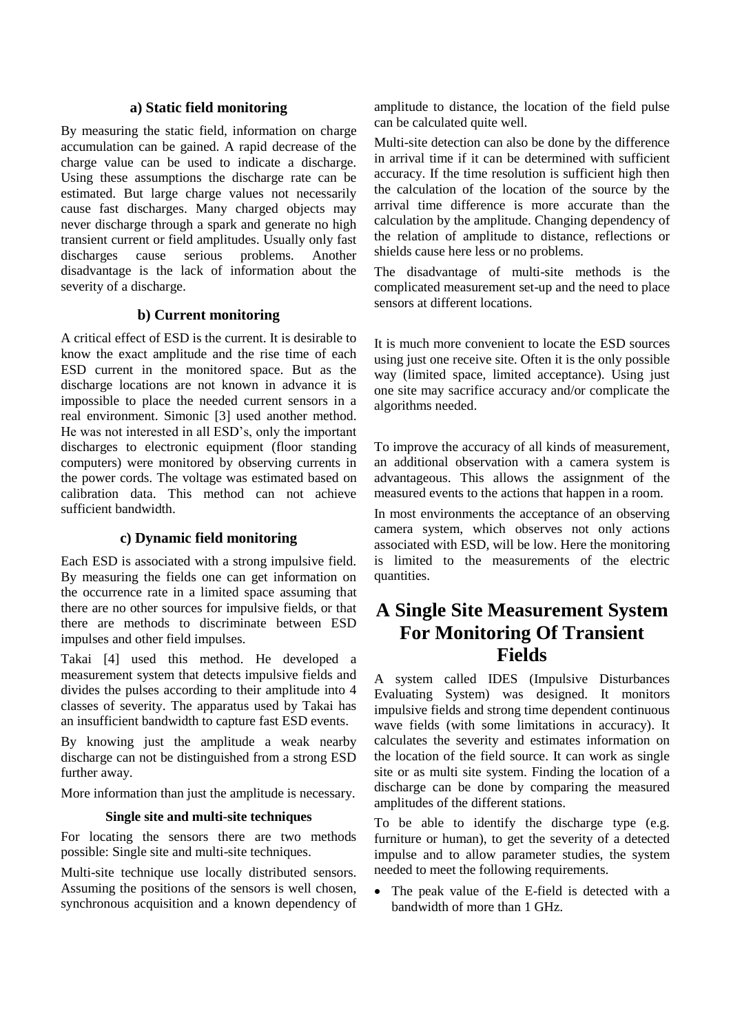### a) Static field monitoring

By measuring the static field, information on charge accumulation can be gained. A rapid decrease of the charge value can be used to indicate a discharge. Using these assumptions the discharge rate can be estimated. But large charge values not necessarily cause fast discharges. Many charged objects may never discharge through a spark and generate no high transient current or field amplitudes. Usually only fast discharges cause serious problems. Another disadvantage is the lack of information about the severity of a discharge.

### b) Current monitoring

A critical effect of ESD is the current. It is desirable to know the exact amplitude and the rise time of each ESD current in the monitored space. But as the discharge locations are not known in advance it is impossible to place the needed current sensors in a real environment. Simonic [3] used another method. He was not interested in all ESD's, only the important discharges to electronic equipment (floor standing computers) were monitored by observing currents in the power cords. The voltage was estimated based on calibration data. This method can not achieve sufficient bandwidth.

### c) Dynamic field monitoring

Each ESD is associated with a strong impulsive field. By measuring the fields one can get information on the occurrence rate in a limited space assuming that there are no other sources for impulsive fields, or that there are methods to discriminate between ESD impulses and other field impulses.

Takai [4] used this method. He developed a measurement system that detects impulsive fields and divides the pulses according to their amplitude into 4 classes of severity. The apparatus used by Takai has an insufficient bandwidth to capture fast ESD events.

By knowing just the amplitude a weak nearby discharge can not be distinguished from a strong ESD further away.

More information than just the amplitude is necessary.

#### Single site and multi-site techniques

For locating the sensors there are two methods possible: Single site and multi-site techniques.

Multi-site technique use locally distributed sensors. Assuming the positions of the sensors is well chosen, synchronous acquisition and a known dependency of amplitude to distance, the location of the field pulse can be calculated quite well.

Multi-site detection can also be done by the difference in arrival time if it can be determined with sufficient accuracy. If the time resolution is sufficient high then the calculation of the location of the source by the arrival time difference is more accurate than the calculation by the amplitude. Changing dependency of the relation of amplitude to distance, reflections or shields cause here less or no problems.

The disadvantage of multi-site methods is the complicated measurement set-up and the need to place sensors at different locations.

It is much more convenient to locate the ESD sources using just one receive site. Often it is the only possible way (limited space, limited acceptance). Using just one site may sacrifice accuracy and/or complicate the algorithms needed.

To improve the accuracy of all kinds of measurement, an additional observation with a camera system is advantageous. This allows the assignment of the measured events to the actions that happen in a room.

In most environments the acceptance of an observing camera system, which observes not only actions associated with ESD, will be low. Here the monitoring is limited to the measurements of the electric quantities.

## A Single Site Measurement System For Monitoring Of Transient Fields

A system called IDES (Impulsive Disturbances Evaluating System) was designed. It monitors impulsive fields and strong time dependent continuous wave fields (with some limitations in accuracy). It calculates the severity and estimates information on the location of the field source. It can work as single site or as multi site system. Finding the location of a discharge can be done by comparing the measured amplitudes of the different stations.

To be able to identify the discharge type (e.g. furniture or human), to get the severity of a detected impulse and to allow parameter studies, the system needed to meet the following requirements.

- The peak value of the E-field is detected with a bandwidth of more than 1 GHz.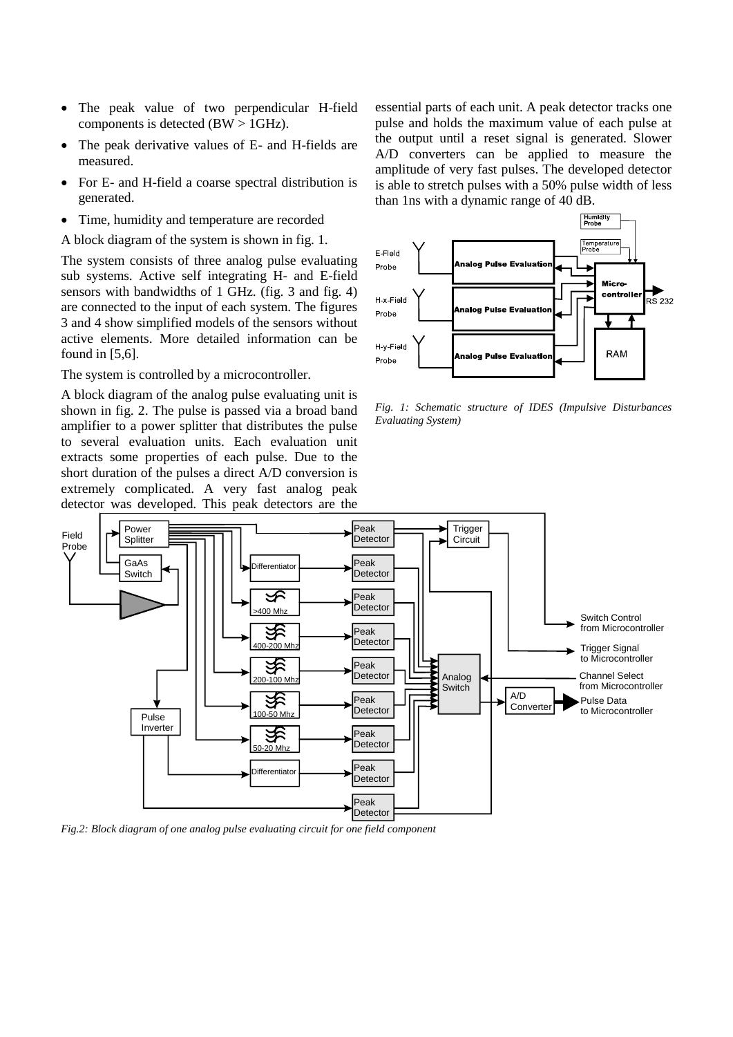- The peak value of two perpendicular H-field components is detected (BW > 1GHz).
- The peak derivative values of E- and H-fields are measured.
- For E- and H-field a coarse spectral distribution is generated.
- Time, humidity and temperature are recorded

A block diagram of the system is shown in fig. 1.

The system consists of three analog pulse evaluating sub systems. Active self integrating H- and E-field sensors with bandwidths of 1 GHz. (fig. 3 and fig. 4) are connected to the input of each system. The figures 3 and 4 show simplified models of the sensors without active elements. More detailed information can be found in [5,6].

The system is controlled by a microcontroller.

A block diagram of the analog pulse evaluating unit is shown in fig. 2. The pulse is passed via a broad band amplifier to a power splitter that distributes the pulse to several evaluation units. Each evaluation unit extracts some properties of each pulse. Due to the short duration of the pulses a direct A/D conversion is extremely complicated. A very fast analog peak detector was developed. This peak detectors are the essential parts of each unit. A peak detector tracks one pulse and holds the maximum value of each pulse at the output until a reset signal is generated. Slower A/D converters can be applied to measure the amplitude of very fast pulses. The developed detector is able to stretch pulses with a 50% pulse width of less than 1ns with a dynamic range of 40 dB.

*Fig. 1: Schematic structure of IDES (Impulsive Disturbances Evaluating System)*

*Fig.2: Block diagram of one analog pulse evaluating circuit for one field component*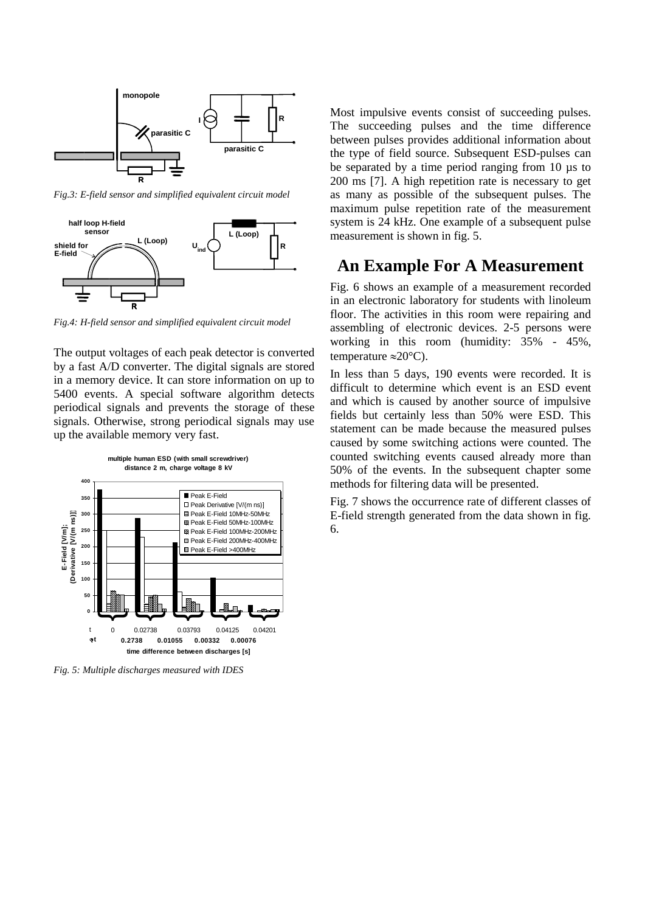*Fig.3: E-field sensor and simplified equivalent circuit model*

*Fig.4: H-field sensor and simplified equivalent circuit model*

The output voltages of each peak detector is converted by a fast A/D converter. The digital signals are stored in a memory device. It can store information on up to 5400 events. A special software algorithm detects periodical signals and prevents the storage of these signals. Otherwise, strong periodical signals may use up the available memory very fast.

*Fig. 5: Multiple discharges measured with IDES*

Most impulsive events consist of succeeding pulses. The succeeding pulses and the time difference between pulses provides additional information about the type of field source. Subsequent ESD-pulses can be separated by a time period ranging from 10 µs to 200 ms [7]. A high repetition rate is necessary to get as many as possible of the subsequent pulses. The maximum pulse repetition rate of the measurement system is 24 kHz. One example of a subsequent pulse measurement is shown in fig. 5.

## An Example For A Measurement

Fig. 6 shows an example of a measurement recorded in an electronic laboratory for students with linoleum floor. The activities in this room were repairing and assembling of electronic devices. 2-5 persons were working in this room (humidity: 35% - 45%, temperature ≈20°C).

In less than 5 days, 190 events were recorded. It is difficult to determine which event is an ESD event and which is caused by another source of impulsive fields but certainly less than 50% were ESD. This statement can be made because the measured pulses caused by some switching actions were counted. The counted switching events caused already more than 50% of the events. In the subsequent chapter some methods for filtering data will be presented.

Fig. 7 shows the occurrence rate of different classes of E-field strength generated from the data shown in fig. 6.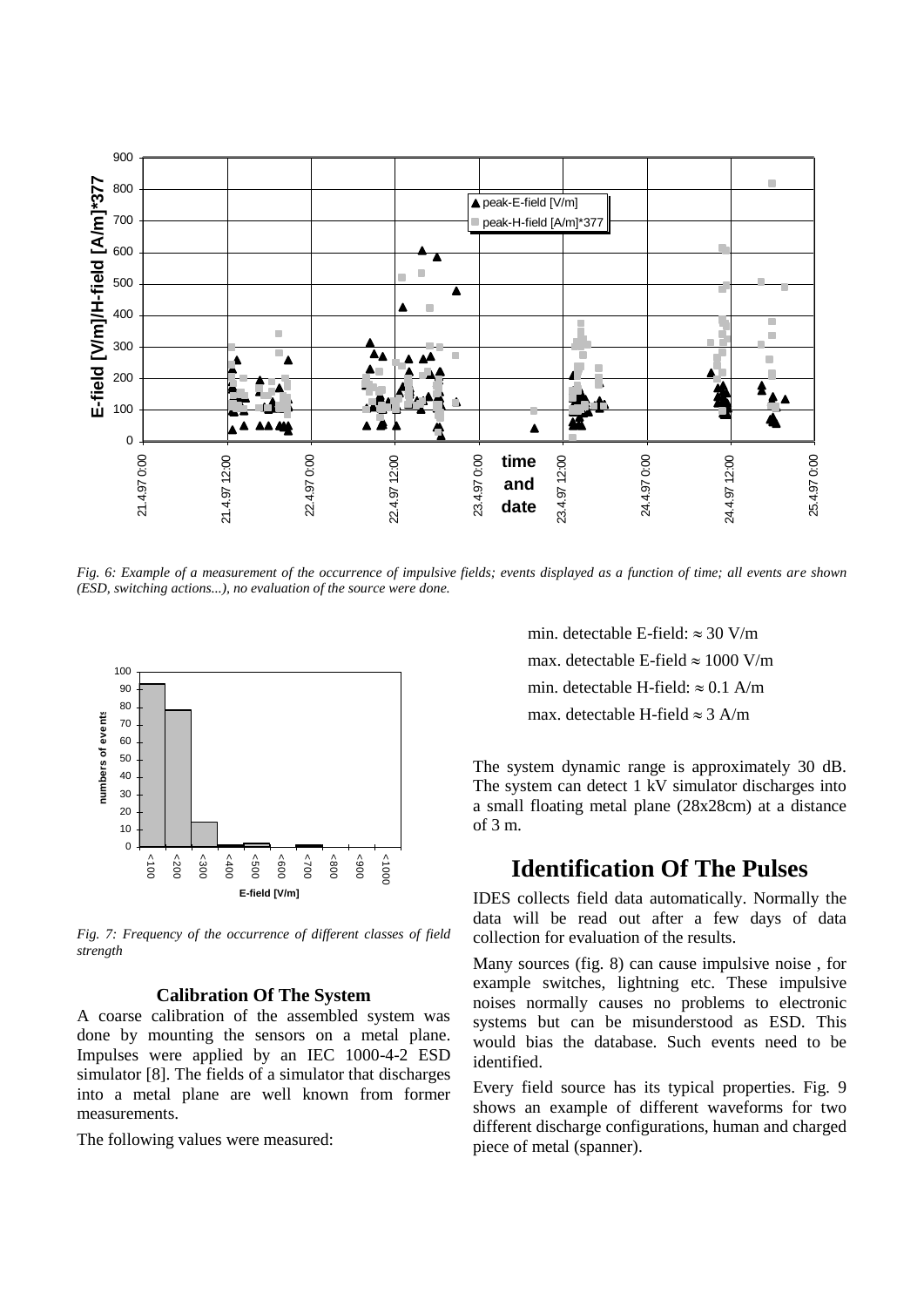*Fig. 6: Example of a measurement of the occurrence of impulsive fields; events displayed as a function of time; all events are shown (ESD, switching actions...), no evaluation of the source were done.*

*Fig. 7: Frequency of the occurrence of different classes of field strength*

### Calibration Of The System

A coarse calibration of the assembled system was done by mounting the sensors on a metal plane. Impulses were applied by an IEC 1000-4-2 ESD simulator [8]. The fields of a simulator that discharges into a metal plane are well known from former measurements.

The following values were measured:

min. detectable E-field: $\approx$ 30 V/m

max. detectable E-field $\approx$ 1000 V/m

min. detectable H-field: $\approx$ 0.1 A/m

max. detectable H-field $\approx$ 3 A/m

The system dynamic range is approximately 30 dB. The system can detect 1 kV simulator discharges into a small floating metal plane (28x28cm) at a distance of 3 m.

## Identification Of The Pulses

IDES collects field data automatically. Normally the data will be read out after a few days of data collection for evaluation of the results.

Many sources (fig. 8) can cause impulsive noise , for example switches, lightning etc. These impulsive noises normally causes no problems to electronic systems but can be misunderstood as ESD. This would bias the database. Such events need to be identified.

Every field source has its typical properties. Fig. 9 shows an example of different waveforms for two different discharge configurations, human and charged piece of metal (spanner).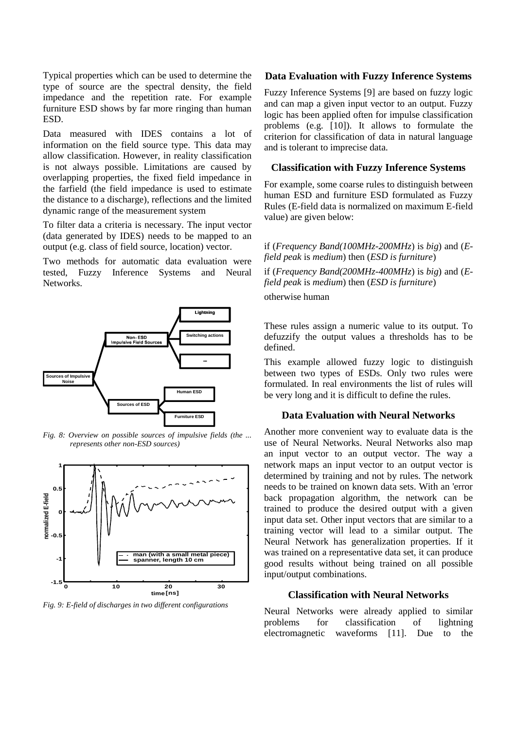Typical properties which can be used to determine the type of source are the spectral density, the field impedance and the repetition rate. For example furniture ESD shows by far more ringing than human ESD.

Data measured with IDES contains a lot of information on the field source type. This data may allow classification. However, in reality classification is not always possible. Limitations are caused by overlapping properties, the fixed field impedance in the farfield (the field impedance is used to estimate the distance to a discharge), reflections and the limited dynamic range of the measurement system

To filter data a criteria is necessary. The input vector (data generated by IDES) needs to be mapped to an output (e.g. class of field source, location) vector.

Two methods for automatic data evaluation were tested, Fuzzy Inference Systems and Neural Networks.

*Fig. 8: Overview on possible sources of impulsive fields (the ... represents other non-ESD sources)*

*Fig. 9: E-field of discharges in two different configurations*

## Data Evaluation with Fuzzy Inference Systems

Fuzzy Inference Systems [9] are based on fuzzy logic and can map a given input vector to an output. Fuzzy logic has been applied often for impulse classification problems (e.g. [10]). It allows to formulate the criterion for classification of data in natural language and is tolerant to imprecise data.

### Classification with Fuzzy Inference Systems

For example, some coarse rules to distinguish between human ESD and furniture ESD formulated as Fuzzy Rules (E-field data is normalized on maximum E-field value) are given below:

if (*Frequency Band(100MHz-200MHz*) is *big*) and (*E-field peak* is *medium*) then (*ESD is furniture*)

if (*Frequency Band(200MHz-400MHz*) is *big*) and (*E-field peak* is *medium*) then (*ESD is furniture*)

otherwise human

These rules assign a numeric value to its output. To defuzzify the output values a thresholds has to be defined.

This example allowed fuzzy logic to distinguish between two types of ESDs. Only two rules were formulated. In real environments the list of rules will be very long and it is difficult to define the rules.

## Data Evaluation with Neural Networks

Another more convenient way to evaluate data is the use of Neural Networks. Neural Networks also map an input vector to an output vector. The way a network maps an input vector to an output vector is determined by training and not by rules. The network needs to be trained on known data sets. With an 'error back propagation algorithm, the network can be trained to produce the desired output with a given input data set. Other input vectors that are similar to a training vector will lead to a similar output. The Neural Network has generalization properties. If it was trained on a representative data set, it can produce good results without being trained on all possible input/output combinations.

### Classification with Neural Networks

Neural Networks were already applied to similar problems for classification of lightning electromagnetic waveforms [11]. Due to the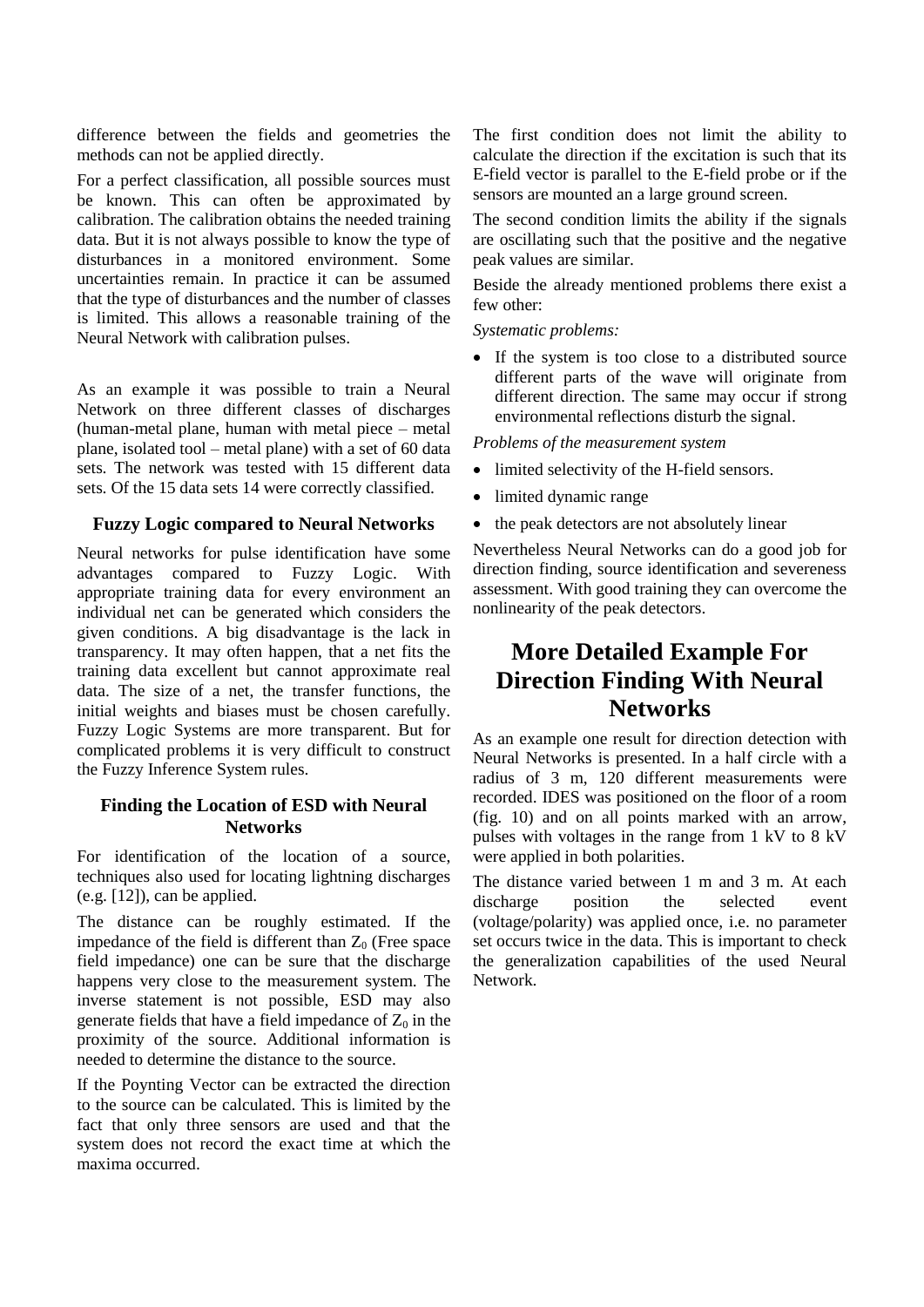difference between the fields and geometries the methods can not be applied directly.

For a perfect classification, all possible sources must be known. This can often be approximated by calibration. The calibration obtains the needed training data. But it is not always possible to know the type of disturbances in a monitored environment. Some uncertainties remain. In practice it can be assumed that the type of disturbances and the number of classes is limited. This allows a reasonable training of the Neural Network with calibration pulses.

As an example it was possible to train a Neural Network on three different classes of discharges (human-metal plane, human with metal piece – metal plane, isolated tool – metal plane) with a set of 60 data sets. The network was tested with 15 different data sets. Of the 15 data sets 14 were correctly classified.

### Fuzzy Logic compared to Neural Networks

Neural networks for pulse identification have some advantages compared to Fuzzy Logic. With appropriate training data for every environment an individual net can be generated which considers the given conditions. A big disadvantage is the lack in transparency. It may often happen, that a net fits the training data excellent but cannot approximate real data. The size of a net, the transfer functions, the initial weights and biases must be chosen carefully. Fuzzy Logic Systems are more transparent. But for complicated problems it is very difficult to construct the Fuzzy Inference System rules.

### Finding the Location of ESD with Neural Networks

For identification of the location of a source, techniques also used for locating lightning discharges (e.g. [12]), can be applied.

The distance can be roughly estimated. If the impedance of the field is different than $Z_0$ (Free space field impedance) one can be sure that the discharge happens very close to the measurement system. The inverse statement is not possible, ESD may also generate fields that have a field impedance of $Z_0$ in the proximity of the source. Additional information is needed to determine the distance to the source.

If the Poynting Vector can be extracted the direction to the source can be calculated. This is limited by the fact that only three sensors are used and that the system does not record the exact time at which the maxima occurred.

The first condition does not limit the ability to calculate the direction if the excitation is such that its E-field vector is parallel to the E-field probe or if the sensors are mounted an a large ground screen.

The second condition limits the ability if the signals are oscillating such that the positive and the negative peak values are similar.

Beside the already mentioned problems there exist a few other:

*Systematic problems:*

- If the system is too close to a distributed source different parts of the wave will originate from different direction. The same may occur if strong environmental reflections disturb the signal.

*Problems of the measurement system*

- limited selectivity of the H-field sensors.
- limited dynamic range
- the peak detectors are not absolutely linear

Nevertheless Neural Networks can do a good job for direction finding, source identification and severeness assessment. With good training they can overcome the nonlinearity of the peak detectors.

## More Detailed Example For Direction Finding With Neural Networks

As an example one result for direction detection with Neural Networks is presented. In a half circle with a radius of 3 m, 120 different measurements were recorded. IDES was positioned on the floor of a room (fig. 10) and on all points marked with an arrow, pulses with voltages in the range from 1 kV to 8 kV were applied in both polarities.

The distance varied between 1 m and 3 m. At each discharge position the selected event (voltage/polarity) was applied once, i.e. no parameter set occurs twice in the data. This is important to check the generalization capabilities of the used Neural Network.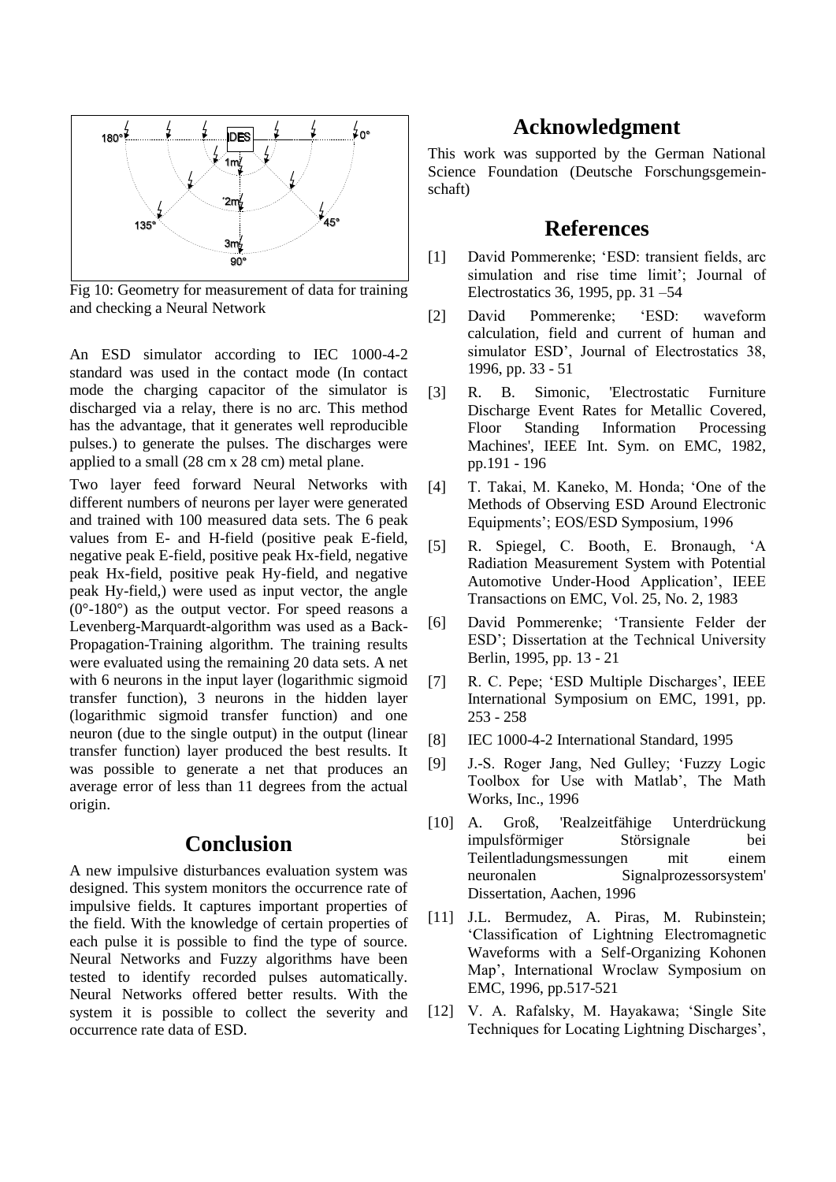Fig 10: Geometry for measurement of data for training and checking a Neural Network

An ESD simulator according to IEC 1000-4-2 standard was used in the contact mode (In contact mode the charging capacitor of the simulator is discharged via a relay, there is no arc. This method has the advantage, that it generates well reproducible pulses.) to generate the pulses. The discharges were applied to a small (28 cm x 28 cm) metal plane.

Two layer feed forward Neural Networks with different numbers of neurons per layer were generated and trained with 100 measured data sets. The 6 peak values from E- and H-field (positive peak E-field, negative peak E-field, positive peak Hx-field, negative peak Hx-field, positive peak Hy-field, and negative peak Hy-field,) were used as input vector, the angle (0°-180°) as the output vector. For speed reasons a Levenberg-Marquardt-algorithm was used as a Back-Propagation-Training algorithm. The training results were evaluated using the remaining 20 data sets. A net with 6 neurons in the input layer (logarithmic sigmoid transfer function), 3 neurons in the hidden layer (logarithmic sigmoid transfer function) and one neuron (due to the single output) in the output (linear transfer function) layer produced the best results. It was possible to generate a net that produces an average error of less than 11 degrees from the actual origin.

## Conclusion

A new impulsive disturbances evaluation system was designed. This system monitors the occurrence rate of impulsive fields. It captures important properties of the field. With the knowledge of certain properties of each pulse it is possible to find the type of source. Neural Networks and Fuzzy algorithms have been tested to identify recorded pulses automatically. Neural Networks offered better results. With the system it is possible to collect the severity and occurrence rate data of ESD.

## Acknowledgment

This work was supported by the German National Science Foundation (Deutsche Forschungsgemeinschaft)

## References

[1] David Pommerenke; 'ESD: transient fields, arc simulation and rise time limit'; Journal of Electrostatics 36, 1995, pp. 31 –54

[2] David Pommerenke; 'ESD: waveform calculation, field and current of human and simulator ESD', Journal of Electrostatics 38, 1996, pp. 33 - 51

[3] R. B. Simonic, 'Electrostatic Furniture Discharge Event Rates for Metallic Covered, Floor Standing Information Processing Machines', IEEE Int. Sym. on EMC, 1982, pp.191 - 196

[4] T. Takai, M. Kaneko, M. Honda; 'One of the Methods of Observing ESD Around Electronic Equipments'; EOS/ESD Symposium, 1996

[5] R. Spiegel, C. Booth, E. Bronaugh, 'A Radiation Measurement System with Potential Automotive Under-Hood Application', IEEE Transactions on EMC, Vol. 25, No. 2, 1983

[6] David Pommerenke; 'Transiente Felder der ESD'; Dissertation at the Technical University Berlin, 1995, pp. 13 - 21

[7] R. C. Pepe; 'ESD Multiple Discharges', IEEE International Symposium on EMC, 1991, pp. 253 - 258

[8] IEC 1000-4-2 International Standard, 1995

[9] J.-S. Roger Jang, Ned Gulley; 'Fuzzy Logic Toolbox for Use with Matlab', The Math Works, Inc., 1996

[10] A. Groß, 'Realzeitfähige Unterdrückung impulsförmiger Störsignale bei Teilentladungsmessungen mit einem neuronalen Signalprozessorsystem' Dissertation, Aachen, 1996

[11] J.L. Bermudez, A. Piras, M. Rubinstein; 'Classification of Lightning Electromagnetic Waveforms with a Self-Organizing Kohonen Map', International Wroclaw Symposium on EMC, 1996, pp.517-521

[12] V. A. Rafalsky, M. Hayakawa; 'Single Site Techniques for Locating Lightning Discharges',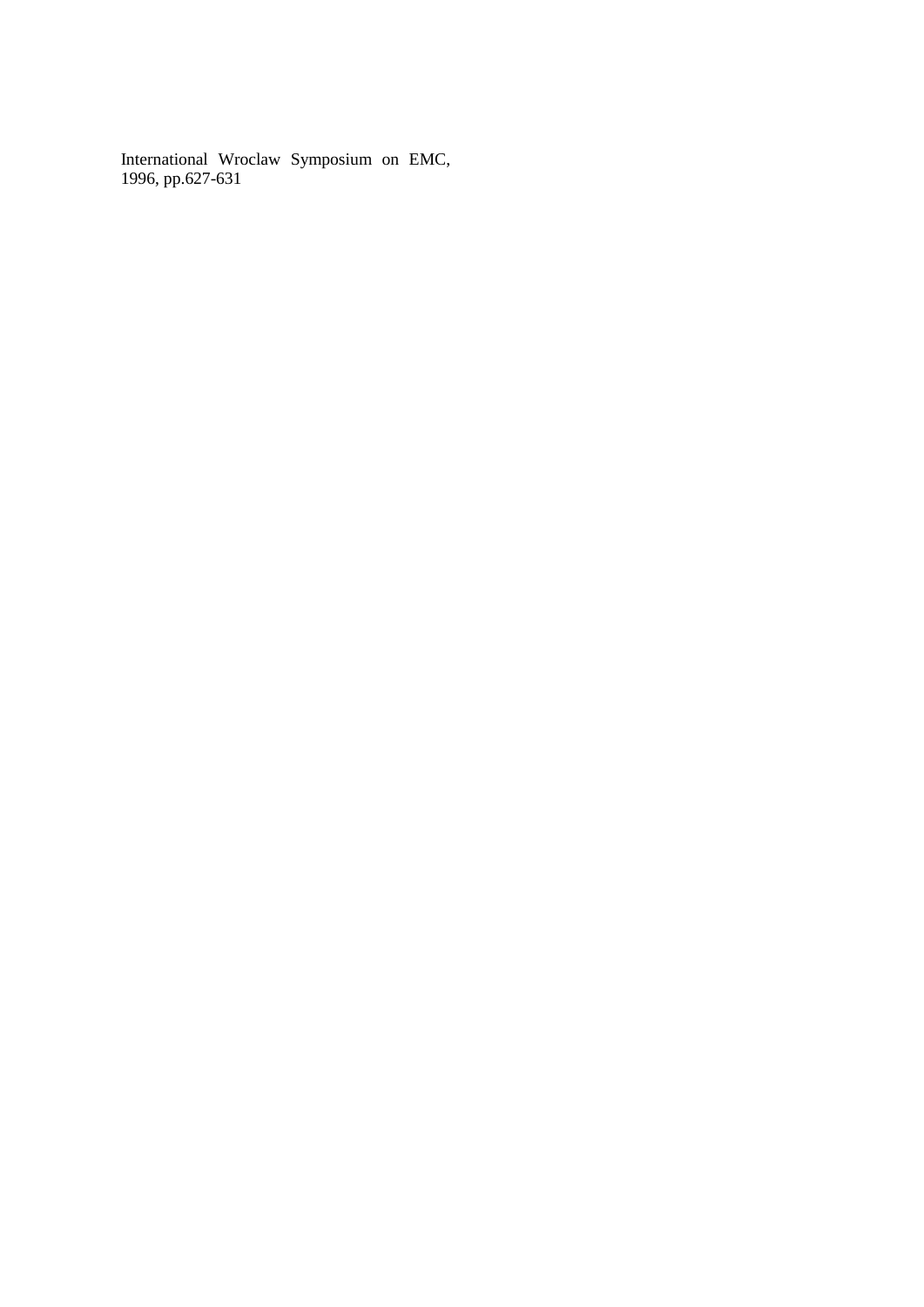International Wroclaw Symposium on EMC, 1996, pp.627-631